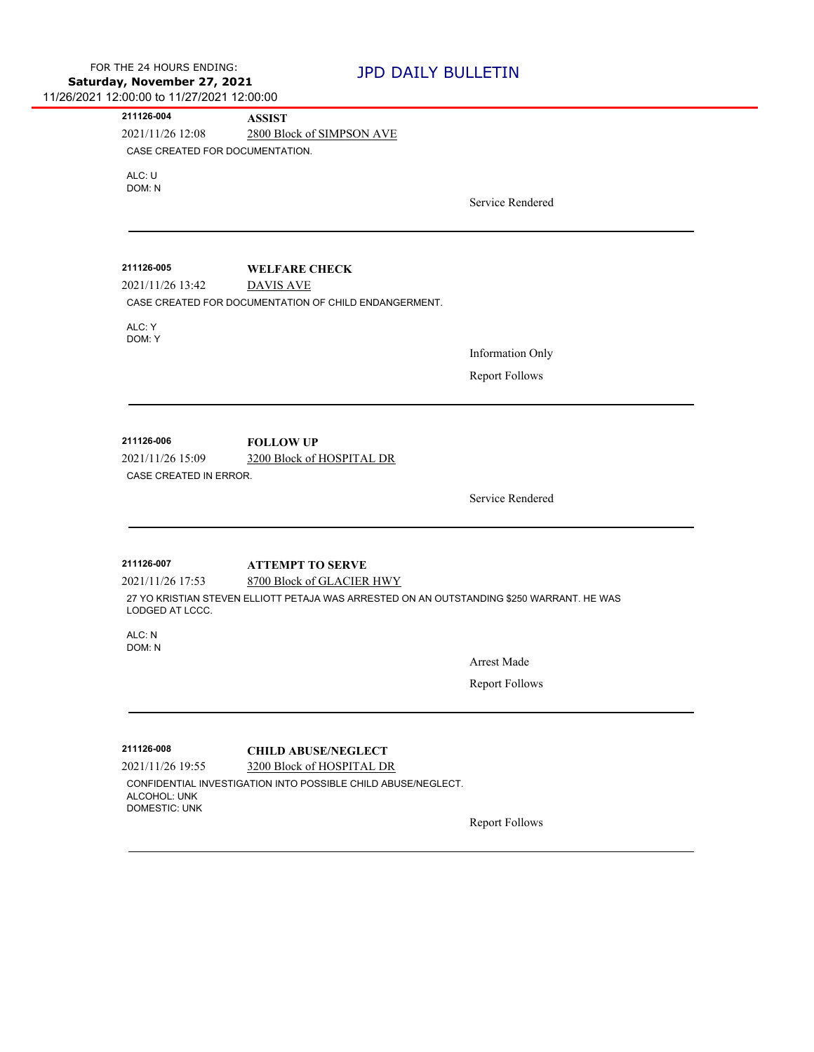FOR THE 24 HOURS ENDING:
**Saturday, November 27, 2021**
11/26/2021 12:00:00 to 11/27/2021 12:00:00

# JPD DAILY BULLETIN

---

**211126-004** **ASSIST**
2021/11/26 12:08 2800 Block of SIMPSON AVE
CASE CREATED FOR DOCUMENTATION.

ALC: U
DOM: N

Service Rendered

---

**211126-005** **WELFARE CHECK**
2021/11/26 13:42 DAVIS AVE
CASE CREATED FOR DOCUMENTATION OF CHILD ENDANGERMENT.

ALC: Y
DOM: Y

Information Only

Report Follows

---

**211126-006** **FOLLOW UP**
2021/11/26 15:09 3200 Block of HOSPITAL DR
CASE CREATED IN ERROR.

Service Rendered

---

**211126-007** **ATTEMPT TO SERVE**
2021/11/26 17:53 8700 Block of GLACIER HWY
27 YO KRISTIAN STEVEN ELLIOTT PETAJA WAS ARRESTED ON AN OUTSTANDING $250 WARRANT. HE WAS LODGED AT LCCC.

ALC: N
DOM: N

Arrest Made

Report Follows

---

**211126-008** **CHILD ABUSE/NEGLECT**
2021/11/26 19:55 3200 Block of HOSPITAL DR
CONFIDENTIAL INVESTIGATION INTO POSSIBLE CHILD ABUSE/NEGLECT.
ALCOHOL: UNK
DOMESTIC: UNK

Report Follows

---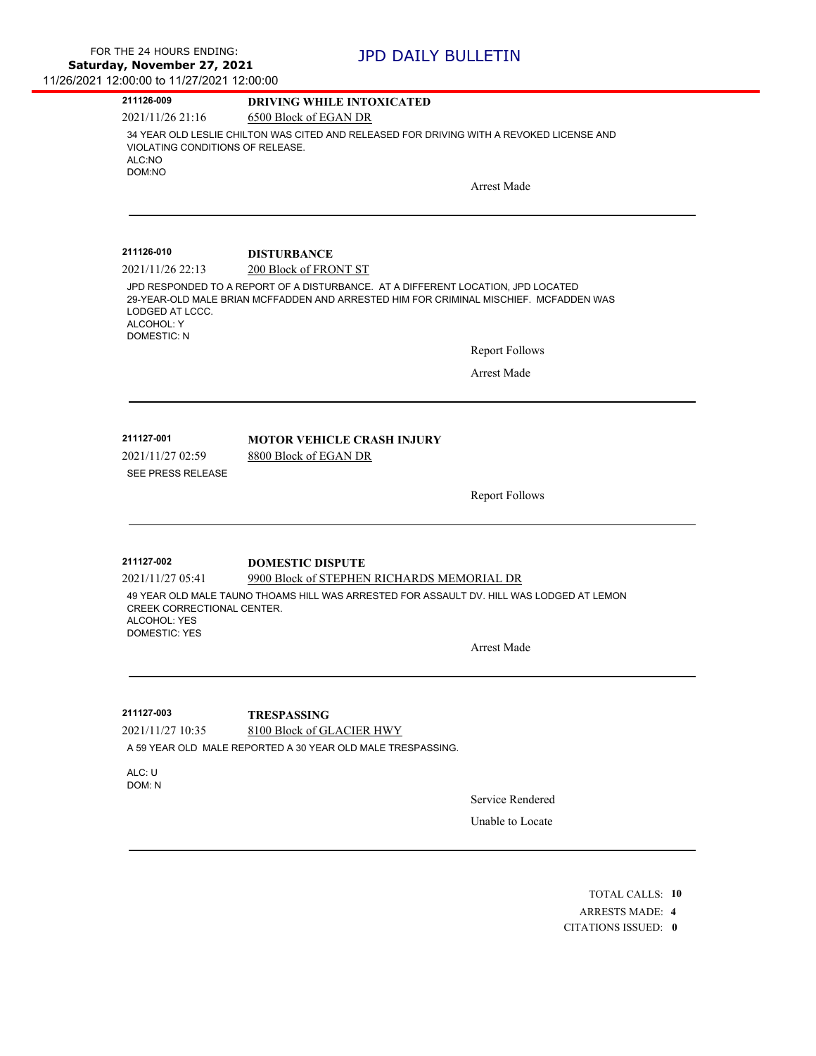**211126-009** **DRIVING WHILE INTOXICATED**

2021/11/26 21:16 6500 Block of EGAN DR

34 YEAR OLD LESLIE CHILTON WAS CITED AND RELEASED FOR DRIVING WITH A REVOKED LICENSE AND VIOLATING CONDITIONS OF RELEASE.
ALC:NO
DOM:NO

Arrest Made

---

**211126-010** **DISTURBANCE**

2021/11/26 22:13 200 Block of FRONT ST

JPD RESPONDED TO A REPORT OF A DISTURBANCE. AT A DIFFERENT LOCATION, JPD LOCATED 29-YEAR-OLD MALE BRIAN MCFFADDEN AND ARRESTED HIM FOR CRIMINAL MISCHIEF. MCFADDEN WAS LODGED AT LCCC.
ALCOHOL: Y
DOMESTIC: N

Report Follows

Arrest Made

---

**211127-001** **MOTOR VEHICLE CRASH INJURY**

2021/11/27 02:59 8800 Block of EGAN DR

SEE PRESS RELEASE

Report Follows

---

**211127-002** **DOMESTIC DISPUTE**

2021/11/27 05:41 9900 Block of STEPHEN RICHARDS MEMORIAL DR

49 YEAR OLD MALE TAUNO THOAMS HILL WAS ARRESTED FOR ASSAULT DV. HILL WAS LODGED AT LEMON CREEK CORRECTIONAL CENTER.
ALCOHOL: YES
DOMESTIC: YES

Arrest Made

---

**211127-003** **TRESPASSING**

2021/11/27 10:35 8100 Block of GLACIER HWY

A 59 YEAR OLD MALE REPORTED A 30 YEAR OLD MALE TRESPASSING.

ALC: U
DOM: N

Service Rendered

Unable to Locate

---

TOTAL CALLS: **10**

ARRESTS MADE: **4**

CITATIONS ISSUED: **0**